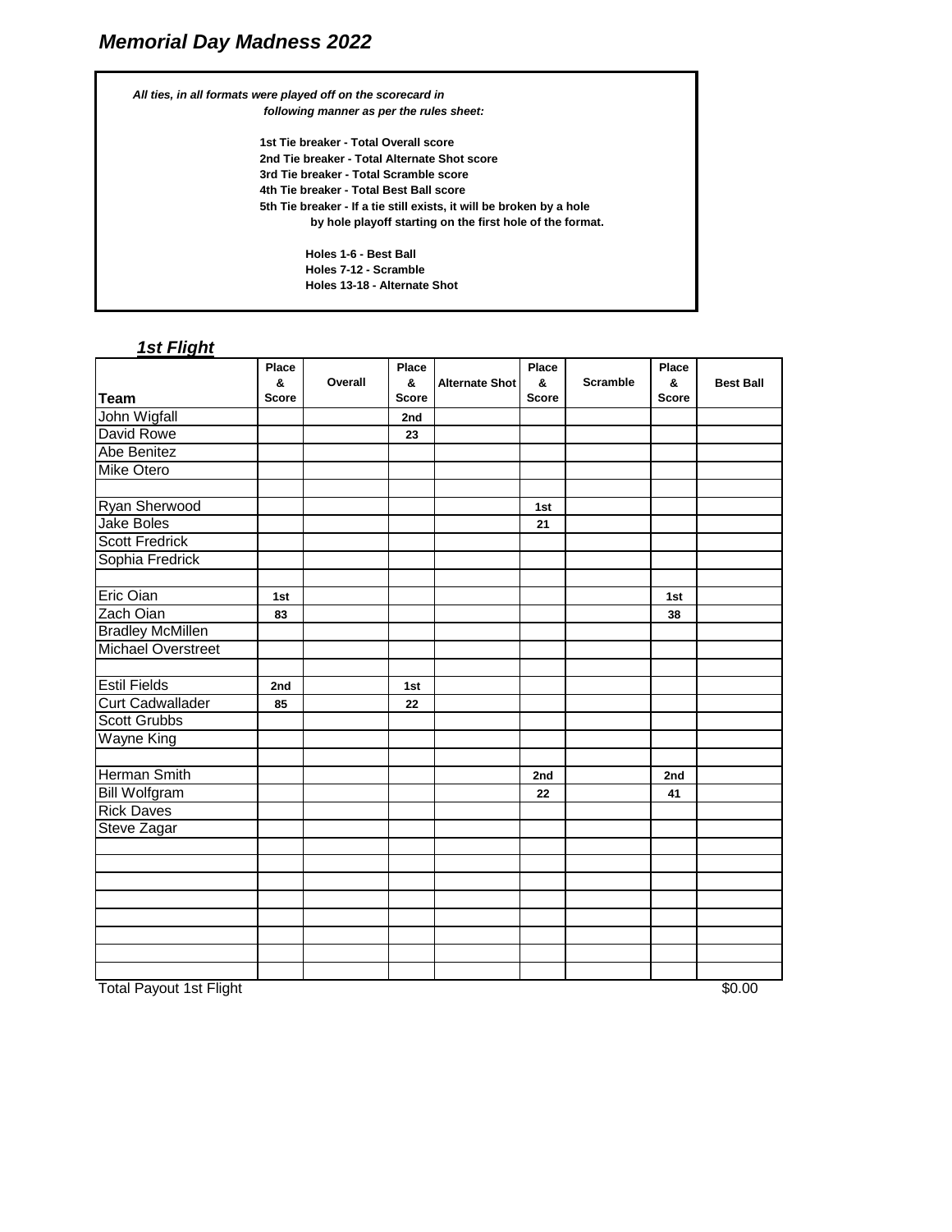# *Memorial Day Madness 2022*

> ***All ties, in all formats were played off on the scorecard in following manner as per the rules sheet:***
>
> **1st Tie breaker - Total Overall score**
> **2nd Tie breaker - Total Alternate Shot score**
> **3rd Tie breaker - Total Scramble score**
> **4th Tie breaker - Total Best Ball score**
> **5th Tie breaker - If a tie still exists, it will be broken by a hole by hole playoff starting on the first hole of the format.**
>
> **Holes 1-6 - Best Ball**
> **Holes 7-12 - Scramble**
> **Holes 13-18 - Alternate Shot**

## ***1st Flight***

| Team | Place & Score | Overall | Place & Score | Alternate Shot | Place & Score | Scramble | Place & Score | Best Ball |
|---|---|---|---|---|---|---|---|---|
| John Wigfall | | | 2nd | | | | | |
| David Rowe | | | 23 | | | | | |
| Abe Benitez | | | | | | | | |
| Mike Otero | | | | | | | | |
| | | | | | | | | |
| Ryan Sherwood | | | | | 1st | | | |
| Jake Boles | | | | | 21 | | | |
| Scott Fredrick | | | | | | | | |
| Sophia Fredrick | | | | | | | | |
| | | | | | | | | |
| Eric Oian | 1st | | | | | | 1st | |
| Zach Oian | 83 | | | | | | 38 | |
| Bradley McMillen | | | | | | | | |
| Michael Overstreet | | | | | | | | |
| | | | | | | | | |
| Estil Fields | 2nd | | 1st | | | | | |
| Curt Cadwallader | 85 | | 22 | | | | | |
| Scott Grubbs | | | | | | | | |
| Wayne King | | | | | | | | |
| | | | | | | | | |
| Herman Smith | | | | | 2nd | | 2nd | |
| Bill Wolfgram | | | | | 22 | | 41 | |
| Rick Daves | | | | | | | | |
| Steve Zagar | | | | | | | | |
| | | | | | | | | |
| | | | | | | | | |
| | | | | | | | | |
| | | | | | | | | |
| | | | | | | | | |
| | | | | | | | | |
| | | | | | | | | |
| | | | | | | | | |
| Total Payout 1st Flight | | | | | | | | $0.00 |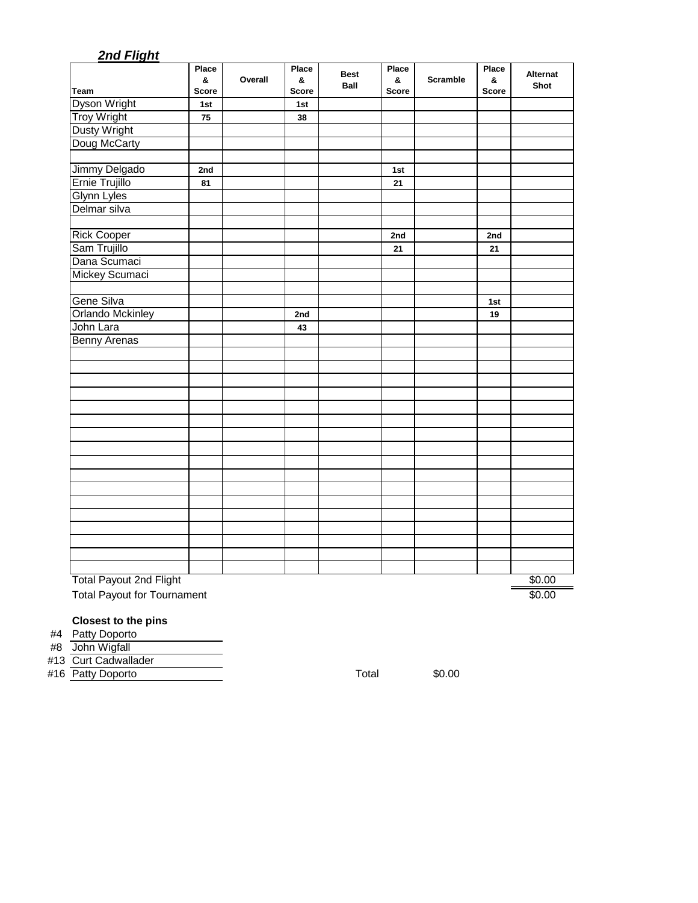## *2nd Flight*

| Team | Place & Score | Overall | Place & Score | Best Ball | Place & Score | Scramble | Place & Score | Alternat Shot |
|---|---|---|---|---|---|---|---|---|
| Dyson Wright | **1st** | | **1st** | | | | | |
| Troy Wright | **75** | | **38** | | | | | |
| Dusty Wright | | | | | | | | |
| Doug McCarty | | | | | | | | |
| | | | | | | | | |
| Jimmy Delgado | **2nd** | | | | **1st** | | | |
| Ernie Trujillo | **81** | | | | **21** | | | |
| Glynn Lyles | | | | | | | | |
| Delmar silva | | | | | | | | |
| | | | | | | | | |
| Rick Cooper | | | | | **2nd** | | **2nd** | |
| Sam Trujillo | | | | | **21** | | **21** | |
| Dana Scumaci | | | | | | | | |
| Mickey Scumaci | | | | | | | | |
| | | | | | | | | |
| Gene Silva | | | | | | | **1st** | |
| Orlando Mckinley | | | **2nd** | | | | **19** | |
| John Lara | | | **43** | | | | | |
| Benny Arenas | | | | | | | | |
| Total Payout 2nd Flight | | | | | | | | $0.00 |
| Total Payout for Tournament | | | | | | | | $0.00 |

**Closest to the pins**

#4 Patty Doporto
#8 John Wigfall
#13 Curt Cadwallader
#16 Patty Doporto

Total $0.00